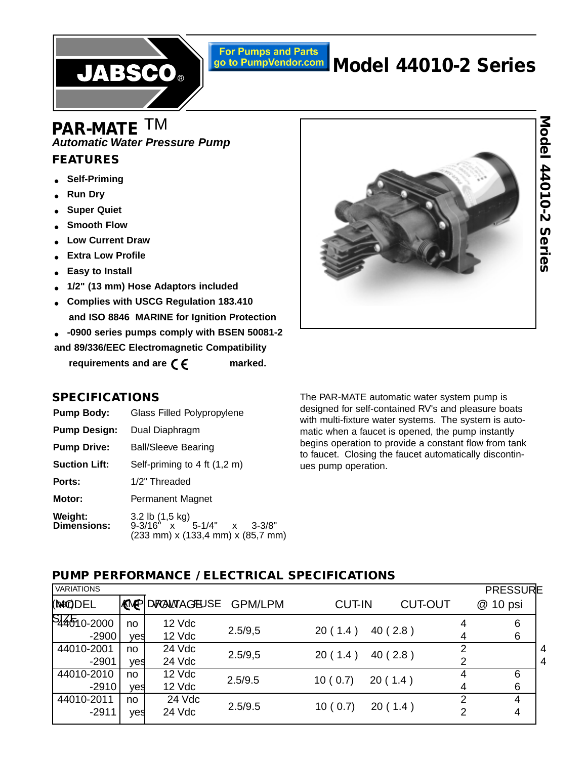JABSCO®

For Pumps and Parts go to PumpVendor.com

# Model 44010-2 Series

## PAR-MATE™

***Automatic Water Pressure Pump***

### FEATURES

- **Self-Priming**
- **Run Dry**
- **Super Quiet**
- **Smooth Flow**
- **Low Current Draw**
- **Extra Low Profile**
- **Easy to Install**
- **1/2" (13 mm) Hose Adaptors included**
- **Complies with USCG Regulation 183.410 and ISO 8846 MARINE for Ignition Protection**
- **-0900 series pumps comply with BSEN 50081-2 and 89/336/EEC Electromagnetic Compatibility requirements and are CE marked.**

### SPECIFICATIONS

| | |
|---|---|
| **Pump Body:** | Glass Filled Polypropylene |
| **Pump Design:** | Dual Diaphragm |
| **Pump Drive:** | Ball/Sleeve Bearing |
| **Suction Lift:** | Self-priming to 4 ft (1,2 m) |
| **Ports:** | 1/2" Threaded |
| **Motor:** | Permanent Magnet |
| **Weight:** | 3.2 lb (1,5 kg) |
| **Dimensions:** | 9-3/16" x 5-1/4" x 3-3/8" (233 mm) x (133,4 mm) x (85,7 mm) |

The PAR-MATE automatic water system pump is designed for self-contained RV's and pleasure boats with multi-fixture water systems. The system is automatic when a faucet is opened, the pump instantly begins operation to provide a constant flow from tank to faucet. Closing the faucet automatically discontinues pump operation.

### PUMP PERFORMANCE / ELECTRICAL SPECIFICATIONS

| MODEL VARIATIONS | CE | VOLTAGE | GPM/LPM @ 10 psi | PRESSURE CUT-IN | PRESSURE CUT-OUT | AMP DRAW | FUSE SIZE |
|---|---|---|---|---|---|---|---|
| 44010-2000 | no | 12 Vdc | 2.5/9,5 | 20 ( 1.4 ) | 40 ( 2.8 ) | 4 | 6 |
| -2900 | yes | 12 Vdc | | | | 4 | 6 |
| 44010-2001 | no | 24 Vdc | 2.5/9,5 | 20 ( 1.4 ) | 40 ( 2.8 ) | 2 | 4 |
| -2901 | yes | 24 Vdc | | | | 2 | 4 |
| 44010-2010 | no | 12 Vdc | 2.5/9.5 | 10 ( 0.7) | 20 ( 1.4 ) | 4 | 6 |
| -2910 | yes | 12 Vdc | | | | 4 | 6 |
| 44010-2011 | no | 24 Vdc | 2.5/9.5 | 10 ( 0.7) | 20 ( 1.4 ) | 2 | 4 |
| -2911 | yes | 24 Vdc | | | | 2 | 4 |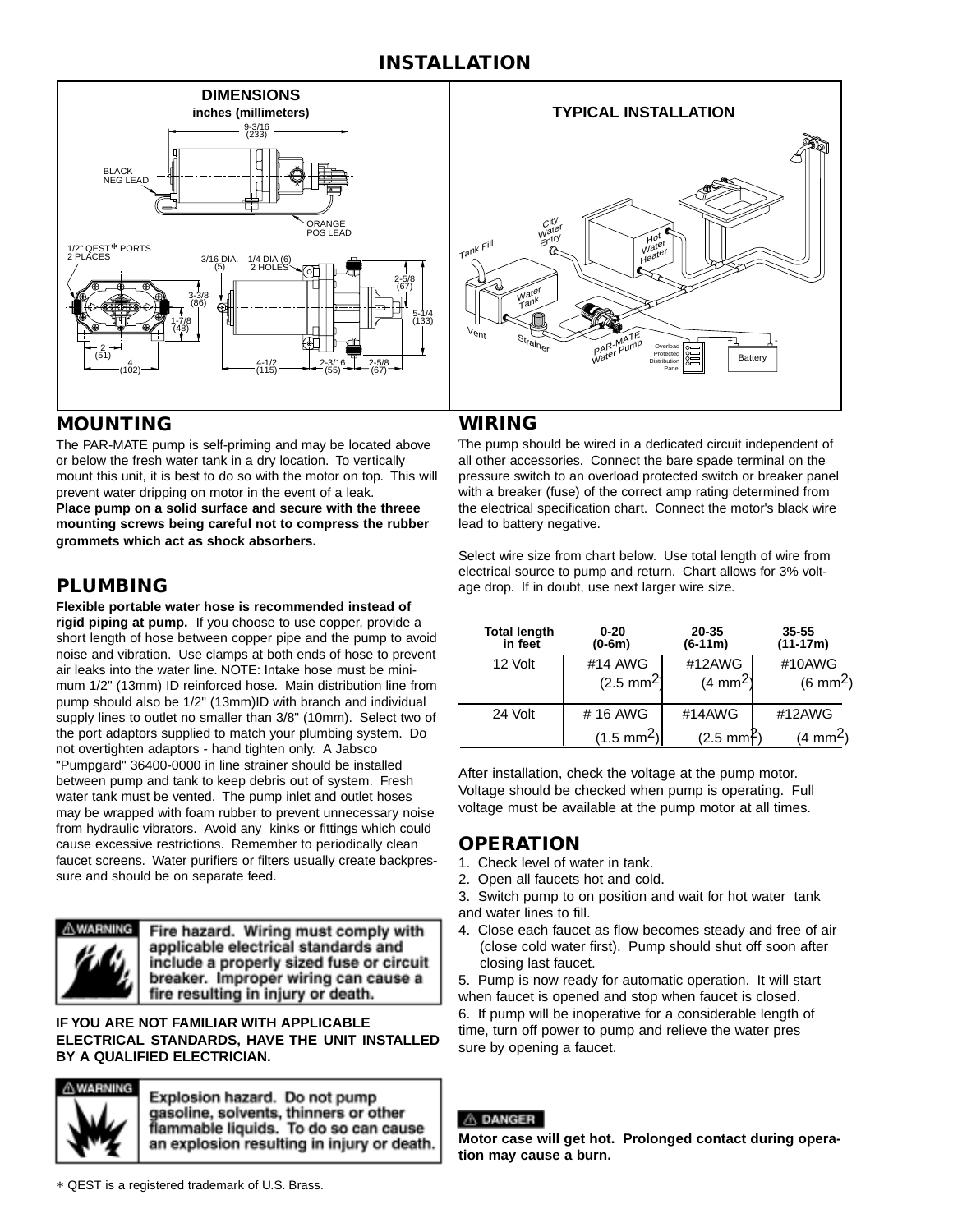# INSTALLATION

## DIMENSIONS

inches (millimeters)

BLACK NEG LEAD

ORANGE POS LEAD

1/2" QEST* PORTS 2 PLACES

9-3/16 (233)

3/16 DIA. (5) 1/4 DIA (6) 2 HOLES

3-3/8 (86)

1-7/8 (48)

2 (51)

4 (102)

4-1/2 (115)

2-3/16 (55)

2-5/8 (67)

2-5/8 (67)

5-1/4 (133)

## TYPICAL INSTALLATION

City Water Entry

Tank Fill

Hot Water Heater

Water Tank

Vent

Strainer

PAR-MATE Water Pump

Overload Protected Distribution Panel

Battery

## MOUNTING

The PAR-MATE pump is self-priming and may be located above or below the fresh water tank in a dry location. To vertically mount this unit, it is best to do so with the motor on top. This will prevent water dripping on motor in the event of a leak. **Place pump on a solid surface and secure with the threee mounting screws being careful not to compress the rubber grommets which act as shock absorbers.**

## PLUMBING

**Flexible portable water hose is recommended instead of rigid piping at pump.** If you choose to use copper, provide a short length of hose between copper pipe and the pump to avoid noise and vibration. Use clamps at both ends of hose to prevent air leaks into the water line. NOTE: Intake hose must be minimum 1/2" (13mm) ID reinforced hose. Main distribution line from pump should also be 1/2" (13mm)ID with branch and individual supply lines to outlet no smaller than 3/8" (10mm). Select two of the port adaptors supplied to match your plumbing system. Do not overtighten adaptors - hand tighten only. A Jabsco "Pumpgard" 36400-0000 in line strainer should be installed between pump and tank to keep debris out of system. Fresh water tank must be vented. The pump inlet and outlet hoses may be wrapped with foam rubber to prevent unnecessary noise from hydraulic vibrators. Avoid any kinks or fittings which could cause excessive restrictions. Remember to periodically clean faucet screens. Water purifiers or filters usually create backpressure and should be on separate feed.

⚠ WARNING **Fire hazard. Wiring must comply with applicable electrical standards and include a properly sized fuse or circuit breaker. Improper wiring can cause a fire resulting in injury or death.**

**IF YOU ARE NOT FAMILIAR WITH APPLICABLE ELECTRICAL STANDARDS, HAVE THE UNIT INSTALLED BY A QUALIFIED ELECTRICIAN.**

⚠ WARNING **Explosion hazard. Do not pump gasoline, solvents, thinners or other flammable liquids. To do so can cause an explosion resulting in injury or death.**

## WIRING

The pump should be wired in a dedicated circuit independent of all other accessories. Connect the bare spade terminal on the pressure switch to an overload protected switch or breaker panel with a breaker (fuse) of the correct amp rating determined from the electrical specification chart. Connect the motor's black wire lead to battery negative.

Select wire size from chart below. Use total length of wire from electrical source to pump and return. Chart allows for 3% voltage drop. If in doubt, use next larger wire size.

| Total length in feet | 0-20 (0-6m) | 20-35 (6-11m) | 35-55 (11-17m) |
|---|---|---|---|
| 12 Volt | #14 AWG (2.5 mm$^2$) | #12AWG (4 mm$^2$) | #10AWG (6 mm$^2$) |
| 24 Volt | # 16 AWG (1.5 mm$^2$) | #14AWG (2.5 mm$^2$) | #12AWG (4 mm$^2$) |

After installation, check the voltage at the pump motor. Voltage should be checked when pump is operating. Full voltage must be available at the pump motor at all times.

## OPERATION

1. Check level of water in tank.
2. Open all faucets hot and cold.
3. Switch pump to on position and wait for hot water tank and water lines to fill.
4. Close each faucet as flow becomes steady and free of air (close cold water first). Pump should shut off soon after closing last faucet.
5. Pump is now ready for automatic operation. It will start when faucet is opened and stop when faucet is closed.
6. If pump will be inoperative for a considerable length of time, turn off power to pump and relieve the water pres sure by opening a faucet.

⚠ DANGER

**Motor case will get hot. Prolonged contact during operation may cause a burn.**

* QEST is a registered trademark of U.S. Brass.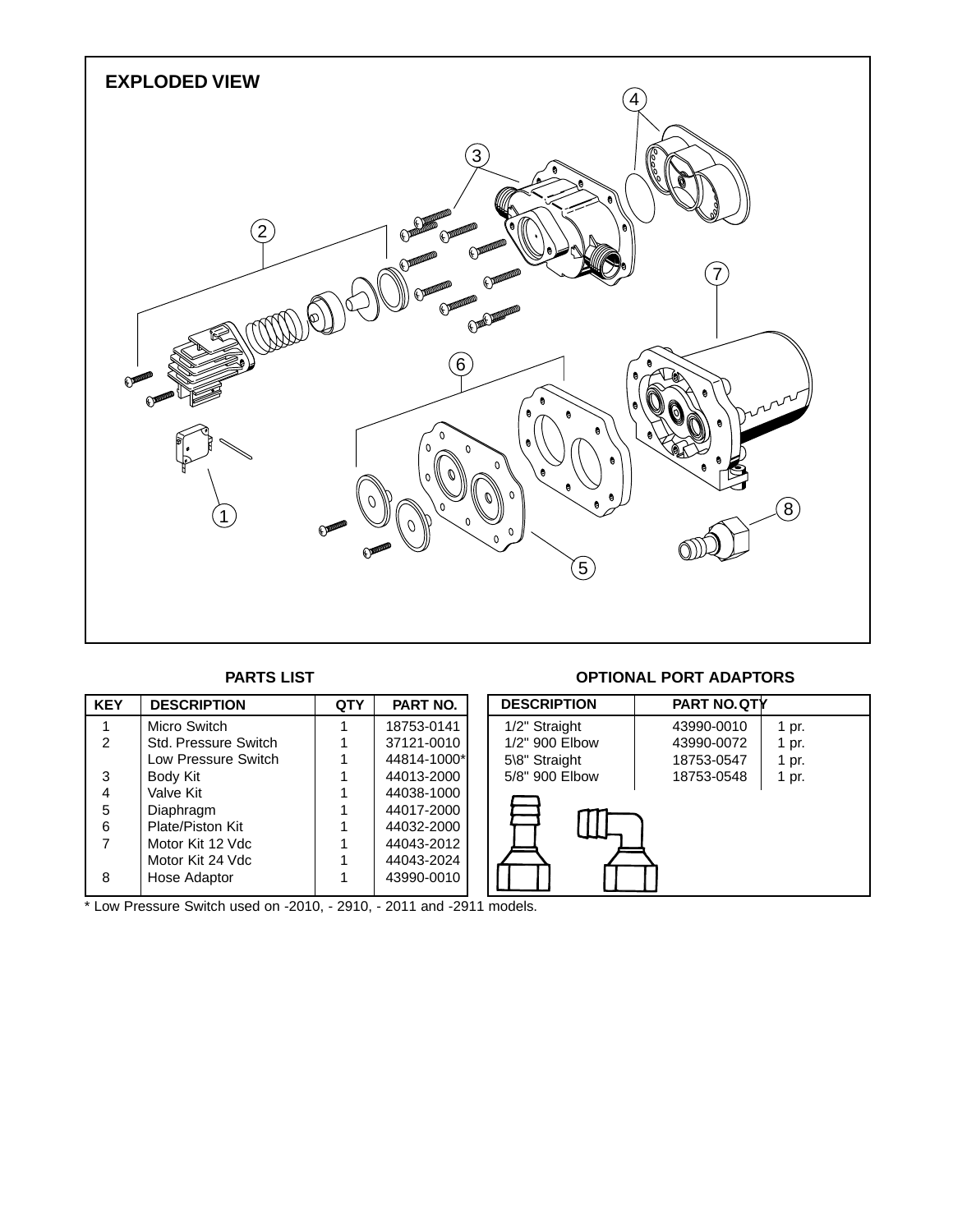## EXPLODED VIEW

## PARTS LIST

| KEY | DESCRIPTION | QTY | PART NO. |
|---|---|---|---|
| 1 | Micro Switch | 1 | 18753-0141 |
| 2 | Std. Pressure Switch | 1 | 37121-0010 |
| | Low Pressure Switch | 1 | 44814-1000* |
| 3 | Body Kit | 1 | 44013-2000 |
| 4 | Valve Kit | 1 | 44038-1000 |
| 5 | Diaphragm | 1 | 44017-2000 |
| 6 | Plate/Piston Kit | 1 | 44032-2000 |
| 7 | Motor Kit 12 Vdc | 1 | 44043-2012 |
| | Motor Kit 24 Vdc | 1 | 44043-2024 |
| 8 | Hose Adaptor | 1 | 43990-0010 |

* Low Pressure Switch used on -2010, - 2910, - 2011 and -2911 models.

## OPTIONAL PORT ADAPTORS

| DESCRIPTION | PART NO. | QTY |
|---|---|---|
| 1/2" Straight | 43990-0010 | 1 pr. |
| 1/2" 900 Elbow | 43990-0072 | 1 pr. |
| 5\8" Straight | 18753-0547 | 1 pr. |
| 5/8" 900 Elbow | 18753-0548 | 1 pr. |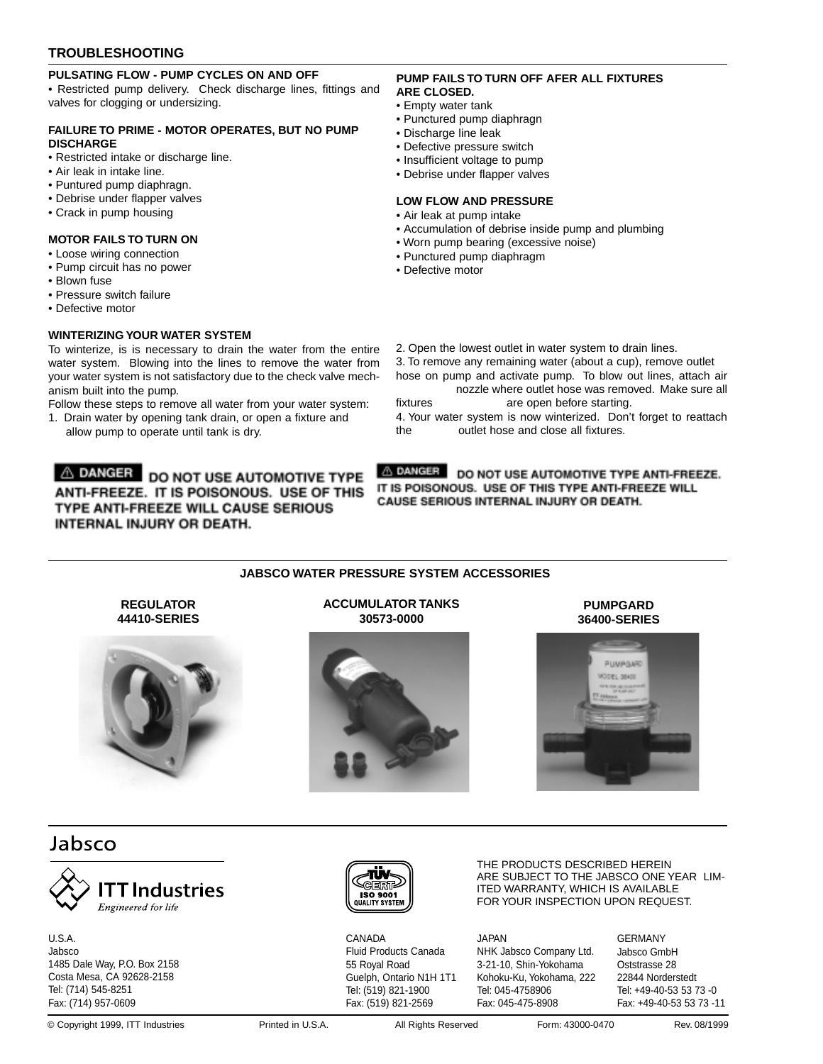## TROUBLESHOOTING

**PULSATING FLOW - PUMP CYCLES ON AND OFF**

• Restricted pump delivery. Check discharge lines, fittings and valves for clogging or undersizing.

**FAILURE TO PRIME - MOTOR OPERATES, BUT NO PUMP DISCHARGE**

• Restricted intake or discharge line.
• Air leak in intake line.
• Puntured pump diaphragn.
• Debrise under flapper valves
• Crack in pump housing

**MOTOR FAILS TO TURN ON**

• Loose wiring connection
• Pump circuit has no power
• Blown fuse
• Pressure switch failure
• Defective motor

**PUMP FAILS TO TURN OFF AFER ALL FIXTURES ARE CLOSED.**

• Empty water tank
• Punctured pump diaphragn
• Discharge line leak
• Defective pressure switch
• Insufficient voltage to pump
• Debrise under flapper valves

**LOW FLOW AND PRESSURE**

• Air leak at pump intake
• Accumulation of debrise inside pump and plumbing
• Worn pump bearing (excessive noise)
• Punctured pump diaphragm
• Defective motor

**WINTERIZING YOUR WATER SYSTEM**

To winterize, is is necessary to drain the water from the entire water system. Blowing into the lines to remove the water from your water system is not satisfactory due to the check valve mechanism built into the pump.

Follow these steps to remove all water from your water system:

1. Drain water by opening tank drain, or open a fixture and allow pump to operate until tank is dry.
2. Open the lowest outlet in water system to drain lines.
3. To remove any remaining water (about a cup), remove outlet hose on pump and activate pump. To blow out lines, attach air nozzle where outlet hose was removed. Make sure all fixtures are open before starting.
4. Your water system is now winterized. Don't forget to reattach the outlet hose and close all fixtures.

**⚠ DANGER** DO NOT USE AUTOMOTIVE TYPE ANTI-FREEZE. IT IS POISONOUS. USE OF THIS TYPE ANTI-FREEZE WILL CAUSE SERIOUS INTERNAL INJURY OR DEATH.

**⚠ DANGER** DO NOT USE AUTOMOTIVE TYPE ANTI-FREEZE. IT IS POISONOUS. USE OF THIS TYPE ANTI-FREEZE WILL CAUSE SERIOUS INTERNAL INJURY OR DEATH.

## JABSCO WATER PRESSURE SYSTEM ACCESSORIES

**REGULATOR**
**44410-SERIES**

**ACCUMULATOR TANKS**
**30573-0000**

**PUMPGARD**
**36400-SERIES**

Jabsco

ITT Industries
*Engineered for life*

THE PRODUCTS DESCRIBED HEREIN ARE SUBJECT TO THE JABSCO ONE YEAR LIMITED WARRANTY, WHICH IS AVAILABLE FOR YOUR INSPECTION UPON REQUEST.

U.S.A.
Jabsco
1485 Dale Way, P.O. Box 2158
Costa Mesa, CA 92628-2158
Tel: (714) 545-8251
Fax: (714) 957-0609

CANADA
Fluid Products Canada
55 Royal Road
Guelph, Ontario N1H 1T1
Tel: (519) 821-1900
Fax: (519) 821-2569

JAPAN
NHK Jabsco Company Ltd.
3-21-10, Shin-Yokohama
Kohoku-Ku, Yokohama, 222
Tel: 045-4758906
Fax: 045-475-8908

GERMANY
Jabsco GmbH
Oststrasse 28
22844 Norderstedt
Tel: +49-40-53 53 73 -0
Fax: +49-40-53 53 73 -11

© Copyright 1999, ITT Industries Printed in U.S.A. All Rights Reserved Form: 43000-0470 Rev. 08/1999